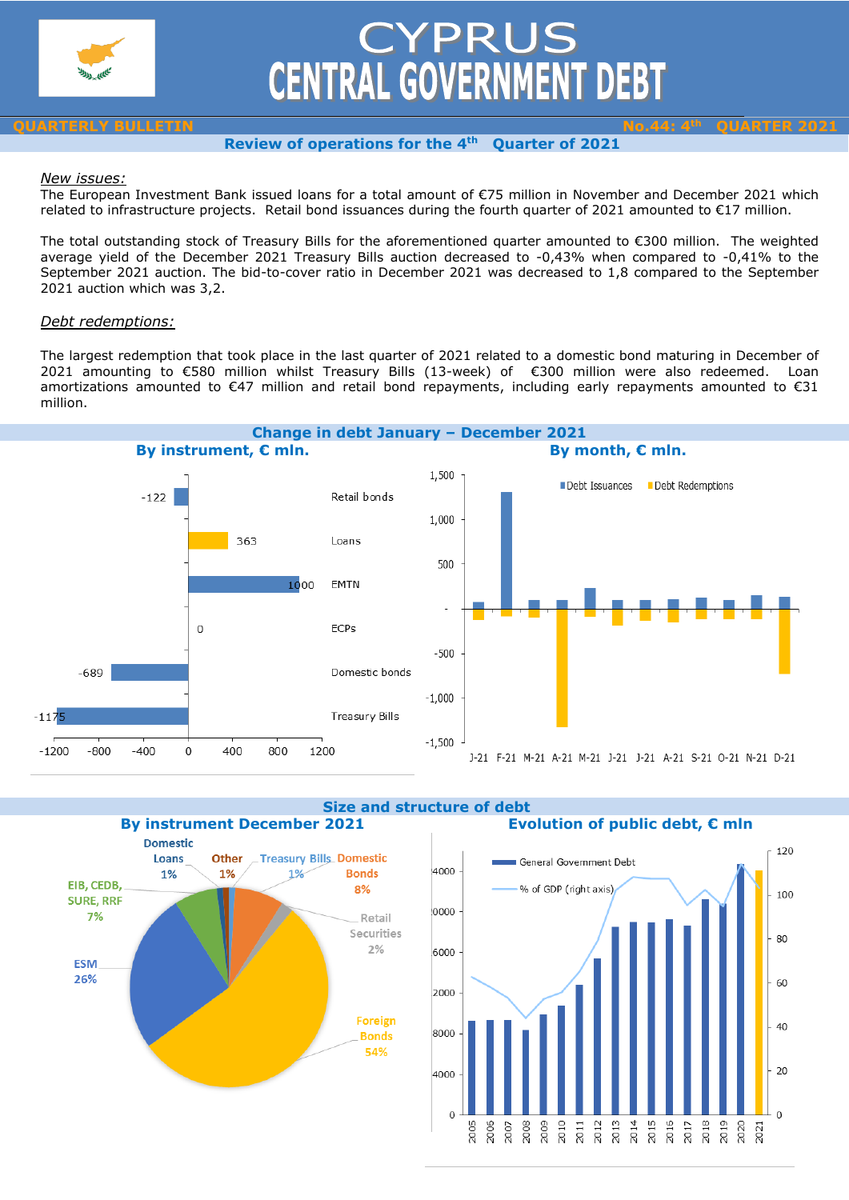# CYPRUS
# CENTRAL GOVERNMENT DEBT

**QUARTERLY BULLETIN** — **No.44: 4th QUARTER 2021**

## Review of operations for the 4th Quarter of 2021

*New issues:*

The European Investment Bank issued loans for a total amount of €75 million in November and December 2021 which related to infrastructure projects. Retail bond issuances during the fourth quarter of 2021 amounted to €17 million.

The total outstanding stock of Treasury Bills for the aforementioned quarter amounted to €300 million. The weighted average yield of the December 2021 Treasury Bills auction decreased to -0,43% when compared to -0,41% to the September 2021 auction. The bid-to-cover ratio in December 2021 was decreased to 1,8 compared to the September 2021 auction which was 3,2.

*Debt redemptions:*

The largest redemption that took place in the last quarter of 2021 related to a domestic bond maturing in December of 2021 amounting to €580 million whilst Treasury Bills (13-week) of €300 million were also redeemed. Loan amortizations amounted to €47 million and retail bond repayments, including early repayments amounted to €31 million.

## Change in debt January – December 2021

### By instrument, € mln.

| Instrument | € mln. |
|---|---|
| Retail bonds | -122 |
| Loans | 363 |
| EMTN | 1000 |
| ECPs | 0 |
| Domestic bonds | -689 |
| Treasury Bills | -1175 |

### By month, € mln.

Debt Issuances / Debt Redemptions (J-21 to D-21)

## Size and structure of debt

### By instrument December 2021

| Instrument | Share |
|---|---|
| Domestic Loans | 1% |
| Other | 1% |
| Treasury Bills | 1% |
| Domestic Bonds | 8% |
| Retail Securities | 2% |
| Foreign Bonds | 54% |
| ESM | 26% |
| EIB, CEDB, SURE, RRF | 7% |

### Evolution of public debt, € mln

General Government Debt; % of GDP (right axis) (2005–2021)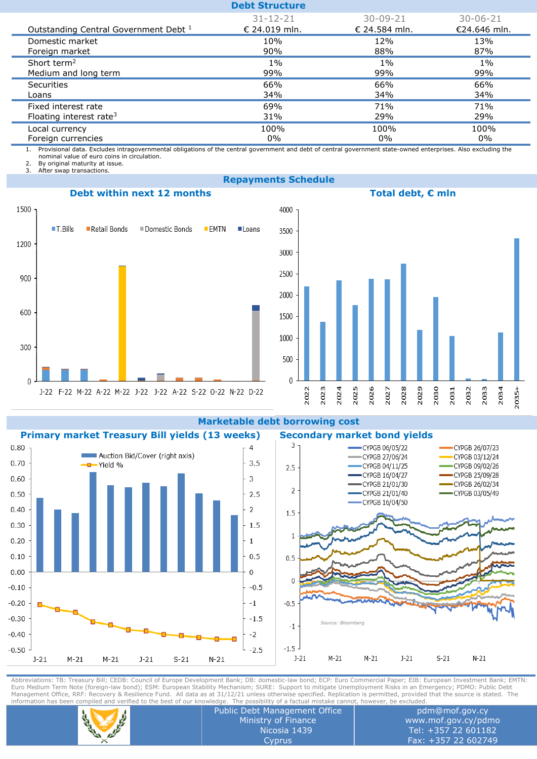## Debt Structure

| | 31-12-21 | 30-09-21 | 30-06-21 |
|---|---|---|---|
| Outstanding Central Government Debt [1] | € 24.019 mln. | € 24.584 mln. | €24.646 mln. |
| Domestic market | 10% | 12% | 13% |
| Foreign market | 90% | 88% | 87% |
| Short term[2] | 1% | 1% | 1% |
| Medium and long term | 99% | 99% | 99% |
| Securities | 66% | 66% | 66% |
| Loans | 34% | 34% | 34% |
| Fixed interest rate | 69% | 71% | 71% |
| Floating interest rate[3] | 31% | 29% | 29% |
| Local currency | 100% | 100% | 100% |
| Foreign currencies | 0% | 0% | 0% |

1. Provisional data. Excludes intragovernmental obligations of the central government and debt of central government state-owned enterprises. Also excluding the nominal value of euro coins in circulation.
2. By original maturity at issue.
3. After swap transactions.

## Repayments Schedule

### Debt within next 12 months

T.Bills, Retail Bonds, Domestic Bonds, EMTN, Loans

0, 300, 600, 900, 1200, 1500

J-22, F-22, M-22, A-22, M-22, J-22, J-22, A-22, S-22, O-22, N-22, D-22

### Total debt, € mln

0, 500, 1000, 1500, 2000, 2500, 3000, 3500, 4000

2022, 2023, 2024, 2025, 2026, 2027, 2028, 2029, 2030, 2031, 2032, 2033, 2034, 2035+

## Marketable debt borrowing cost

### Primary market Treasury Bill yields (13 weeks)

Auction Bid/Cover (right axis)
Yield %

-0.50, -0.40, -0.30, -0.20, -0.10, 0.00, 0.10, 0.20, 0.30, 0.40, 0.50, 0.60, 0.70, 0.80

-2.5, -2, -1.5, -1, -0.5, 0, 0.5, 1, 1.5, 2, 2.5, 3, 3.5, 4

J-21, M-21, M-21, J-21, S-21, N-21

### Secondary market bond yields

CYPGB 06/05/22, CYPGB 26/07/23, CYPGB 27/06/24, CYPGB 03/12/24, CYPGB 04/11/25, CYPGB 09/02/26, CYPGB 16/04/27, CYPGB 25/09/28, CYPGB 21/01/30, CYPGB 26/02/34, CYPGB 21/01/40, CYPGB 03/05/49, CYPGB 16/04/50

-1.5, -1, -0.5, 0, 0.5, 1, 1.5, 2, 2.5, 3

J-21, M-21, M-21, J-21, S-21, N-21

*Source: Bloomberg*

Abbreviations: TB: Treasury Bill; CEDB: Council of Europe Development Bank; DB: domestic-law bond; ECP: Euro Commercial Paper; EIB: European Investment Bank; EMTN: Euro Medium Term Note (foreign-law bond); ESM: European Stability Mechanism; SURE: Support to mitigate Unemployment Risks in an Emergency; PDMO: Public Debt Management Office, RRF: Recovery & Resilience Fund. All data as at 31/12/21 unless otherwise specified. Replication is permitted, provided that the source is stated. The information has been compiled and verified to the best of our knowledge. The possibility of a factual mistake cannot, however, be excluded.

Public Debt Management Office
Ministry of Finance
Nicosia 1439
Cyprus

pdm@mof.gov.cy
www.mof.gov.cy/pdmo
Tel: +357 22 601182
Fax: +357 22 602749